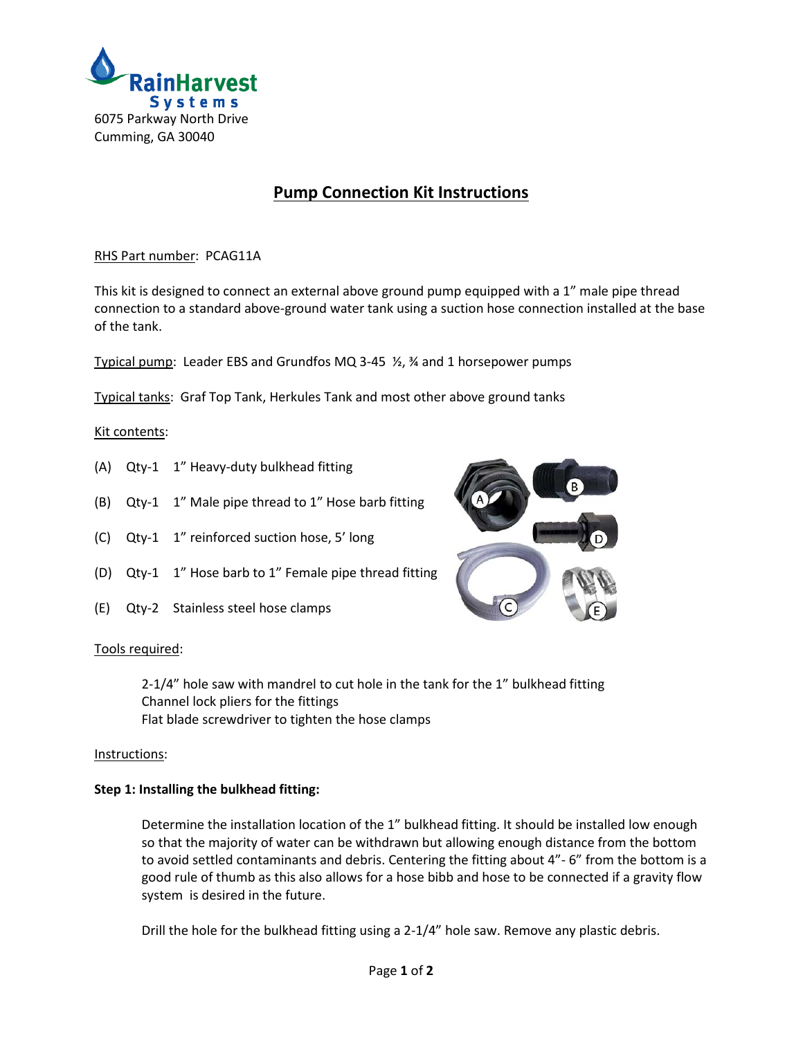RainHarvest Systems
6075 Parkway North Drive
Cumming, GA 30040

# Pump Connection Kit Instructions

RHS Part number: PCAG11A

This kit is designed to connect an external above ground pump equipped with a 1” male pipe thread connection to a standard above-ground water tank using a suction hose connection installed at the base of the tank.

Typical pump: Leader EBS and Grundfos MQ 3-45 ½, ¾ and 1 horsepower pumps

Typical tanks: Graf Top Tank, Herkules Tank and most other above ground tanks

Kit contents:

- (A) Qty-1 1” Heavy-duty bulkhead fitting
- (B) Qty-1 1” Male pipe thread to 1” Hose barb fitting
- (C) Qty-1 1” reinforced suction hose, 5’ long
- (D) Qty-1 1” Hose barb to 1” Female pipe thread fitting
- (E) Qty-2 Stainless steel hose clamps

Tools required:

2-1/4” hole saw with mandrel to cut hole in the tank for the 1” bulkhead fitting
Channel lock pliers for the fittings
Flat blade screwdriver to tighten the hose clamps

Instructions:

**Step 1: Installing the bulkhead fitting:**

Determine the installation location of the 1” bulkhead fitting. It should be installed low enough so that the majority of water can be withdrawn but allowing enough distance from the bottom to avoid settled contaminants and debris. Centering the fitting about 4”- 6” from the bottom is a good rule of thumb as this also allows for a hose bibb and hose to be connected if a gravity flow system is desired in the future.

Drill the hole for the bulkhead fitting using a 2-1/4” hole saw. Remove any plastic debris.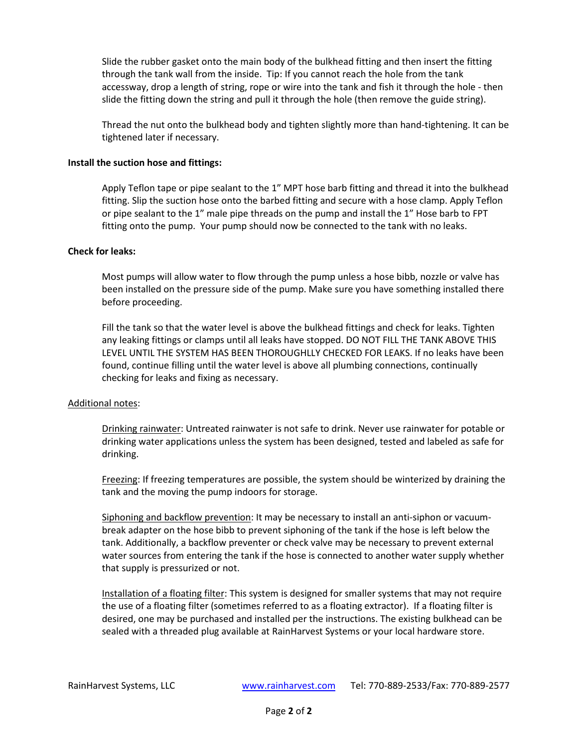Slide the rubber gasket onto the main body of the bulkhead fitting and then insert the fitting through the tank wall from the inside. Tip: If you cannot reach the hole from the tank accessway, drop a length of string, rope or wire into the tank and fish it through the hole - then slide the fitting down the string and pull it through the hole (then remove the guide string).

Thread the nut onto the bulkhead body and tighten slightly more than hand-tightening. It can be tightened later if necessary.

**Install the suction hose and fittings:**

Apply Teflon tape or pipe sealant to the 1" MPT hose barb fitting and thread it into the bulkhead fitting. Slip the suction hose onto the barbed fitting and secure with a hose clamp. Apply Teflon or pipe sealant to the 1" male pipe threads on the pump and install the 1" Hose barb to FPT fitting onto the pump. Your pump should now be connected to the tank with no leaks.

**Check for leaks:**

Most pumps will allow water to flow through the pump unless a hose bibb, nozzle or valve has been installed on the pressure side of the pump. Make sure you have something installed there before proceeding.

Fill the tank so that the water level is above the bulkhead fittings and check for leaks. Tighten any leaking fittings or clamps until all leaks have stopped. DO NOT FILL THE TANK ABOVE THIS LEVEL UNTIL THE SYSTEM HAS BEEN THOROUGHLLY CHECKED FOR LEAKS. If no leaks have been found, continue filling until the water level is above all plumbing connections, continually checking for leaks and fixing as necessary.

<u>Additional notes</u>:

<u>Drinking rainwater</u>: Untreated rainwater is not safe to drink. Never use rainwater for potable or drinking water applications unless the system has been designed, tested and labeled as safe for drinking.

<u>Freezing</u>: If freezing temperatures are possible, the system should be winterized by draining the tank and the moving the pump indoors for storage.

<u>Siphoning and backflow prevention</u>: It may be necessary to install an anti-siphon or vacuum-break adapter on the hose bibb to prevent siphoning of the tank if the hose is left below the tank. Additionally, a backflow preventer or check valve may be necessary to prevent external water sources from entering the tank if the hose is connected to another water supply whether that supply is pressurized or not.

<u>Installation of a floating filter</u>: This system is designed for smaller systems that may not require the use of a floating filter (sometimes referred to as a floating extractor). If a floating filter is desired, one may be purchased and installed per the instructions. The existing bulkhead can be sealed with a threaded plug available at RainHarvest Systems or your local hardware store.

RainHarvest Systems, LLC www.rainharvest.com Tel: 770-889-2533/Fax: 770-889-2577